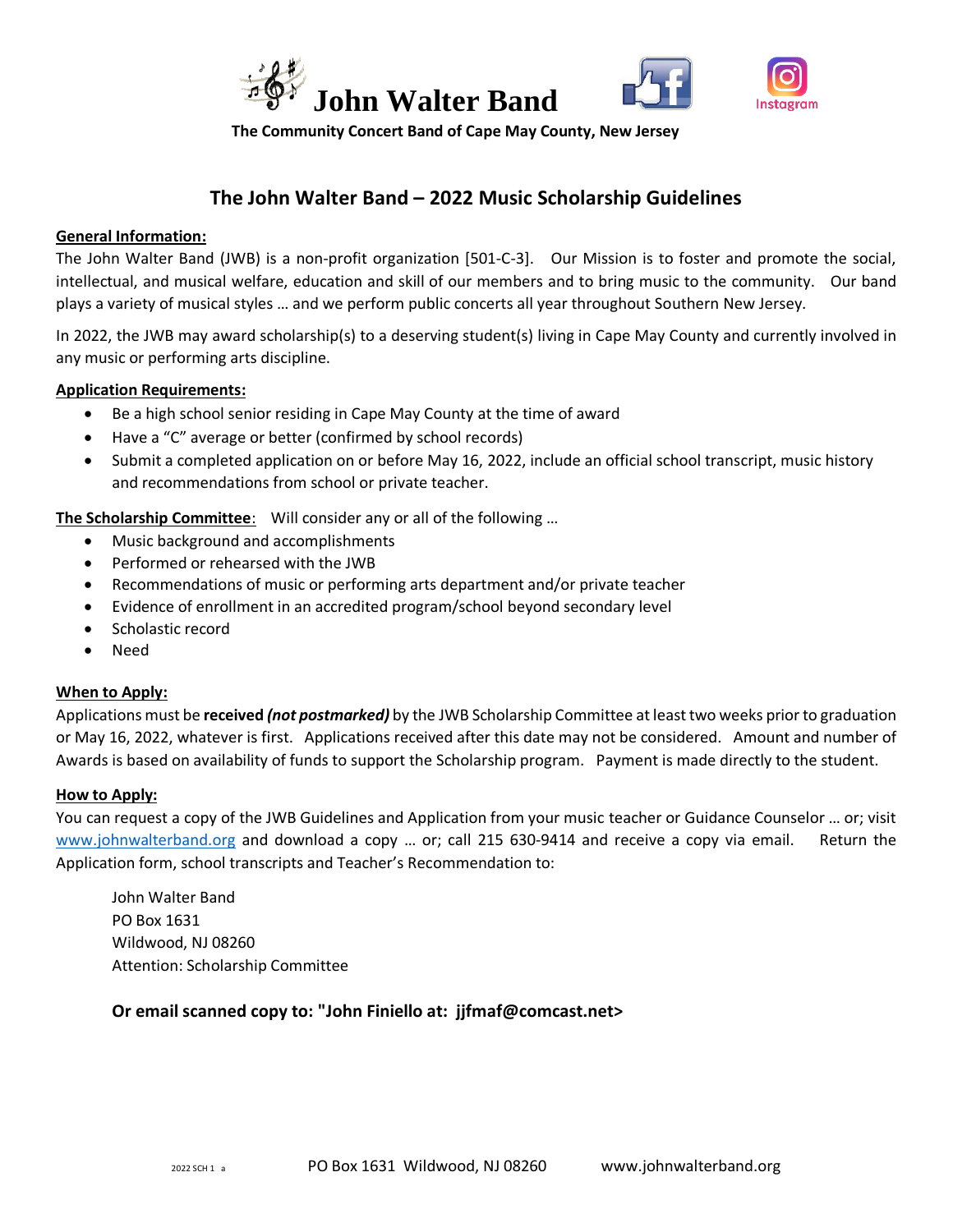# John Walter Band

**The Community Concert Band of Cape May County, New Jersey**

## The John Walter Band – 2022 Music Scholarship Guidelines

**General Information:**

The John Walter Band (JWB) is a non-profit organization [501-C-3]. Our Mission is to foster and promote the social, intellectual, and musical welfare, education and skill of our members and to bring music to the community. Our band plays a variety of musical styles … and we perform public concerts all year throughout Southern New Jersey.

In 2022, the JWB may award scholarship(s) to a deserving student(s) living in Cape May County and currently involved in any music or performing arts discipline.

**Application Requirements:**

- Be a high school senior residing in Cape May County at the time of award
- Have a "C" average or better (confirmed by school records)
- Submit a completed application on or before May 16, 2022, include an official school transcript, music history and recommendations from school or private teacher.

**The Scholarship Committee**: Will consider any or all of the following …

- Music background and accomplishments
- Performed or rehearsed with the JWB
- Recommendations of music or performing arts department and/or private teacher
- Evidence of enrollment in an accredited program/school beyond secondary level
- Scholastic record
- Need

**When to Apply:**

Applications must be **received *(not postmarked)*** by the JWB Scholarship Committee at least two weeks prior to graduation or May 16, 2022, whatever is first. Applications received after this date may not be considered. Amount and number of Awards is based on availability of funds to support the Scholarship program. Payment is made directly to the student.

**How to Apply:**

You can request a copy of the JWB Guidelines and Application from your music teacher or Guidance Counselor … or; visit www.johnwalterband.org and download a copy … or; call 215 630-9414 and receive a copy via email. Return the Application form, school transcripts and Teacher's Recommendation to:

John Walter Band
PO Box 1631
Wildwood, NJ 08260
Attention: Scholarship Committee

**Or email scanned copy to: "John Finiello at: jjfmaf@comcast.net>**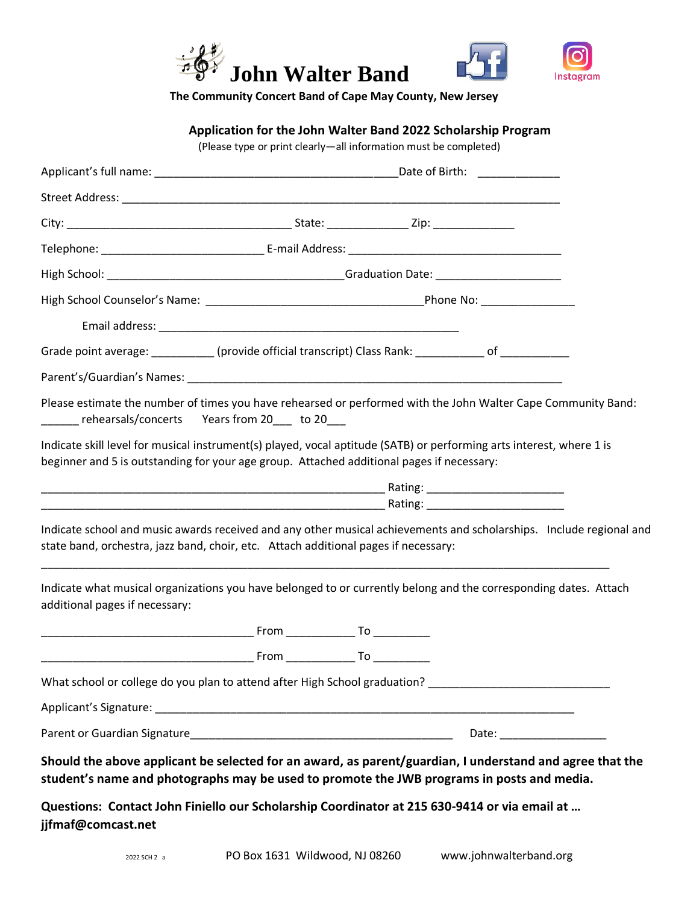# John Walter Band

**The Community Concert Band of Cape May County, New Jersey**

## Application for the John Walter Band 2022 Scholarship Program

(Please type or print clearly—all information must be completed)

Applicant's full name: ______________________________________Date of Birth: _____________

Street Address: ____________________________________________________________________

City: ___________________________________ State: _____________ Zip: _____________

Telephone: _________________________ E-mail Address: __________________________________

High School: _____________________________________Graduation Date: ___________________

High School Counselor's Name: __________________________________Phone No: _______________

Email address: _______________________________________________

Grade point average: __________ (provide official transcript) Class Rank: ___________ of ___________

Parent's/Guardian's Names: __________________________________________________________

Please estimate the number of times you have rehearsed or performed with the John Walter Cape Community Band: ______ rehearsals/concerts Years from 20___ to 20___

Indicate skill level for musical instrument(s) played, vocal aptitude (SATB) or performing arts interest, where 1 is beginner and 5 is outstanding for your age group. Attached additional pages if necessary:

______________________________________________________ Rating: _____________________

______________________________________________________ Rating: _____________________

Indicate school and music awards received and any other musical achievements and scholarships. Include regional and state band, orchestra, jazz band, choir, etc. Attach additional pages if necessary:

_________________________________________________________________________________________

Indicate what musical organizations you have belonged to or currently belong and the corresponding dates. Attach additional pages if necessary:

_________________________________ From ___________ To _________

_________________________________ From ___________ To _________

What school or college do you plan to attend after High School graduation? ____________________________

Applicant's Signature: _____________________________________________________________________

Parent or Guardian Signature________________________________________ Date: _________________

**Should the above applicant be selected for an award, as parent/guardian, I understand and agree that the student's name and photographs may be used to promote the JWB programs in posts and media.**

**Questions: Contact John Finiello our Scholarship Coordinator at 215 630-9414 or via email at … jjfmaf@comcast.net**

2022 SCH 2 a PO Box 1631 Wildwood, NJ 08260 www.johnwalterband.org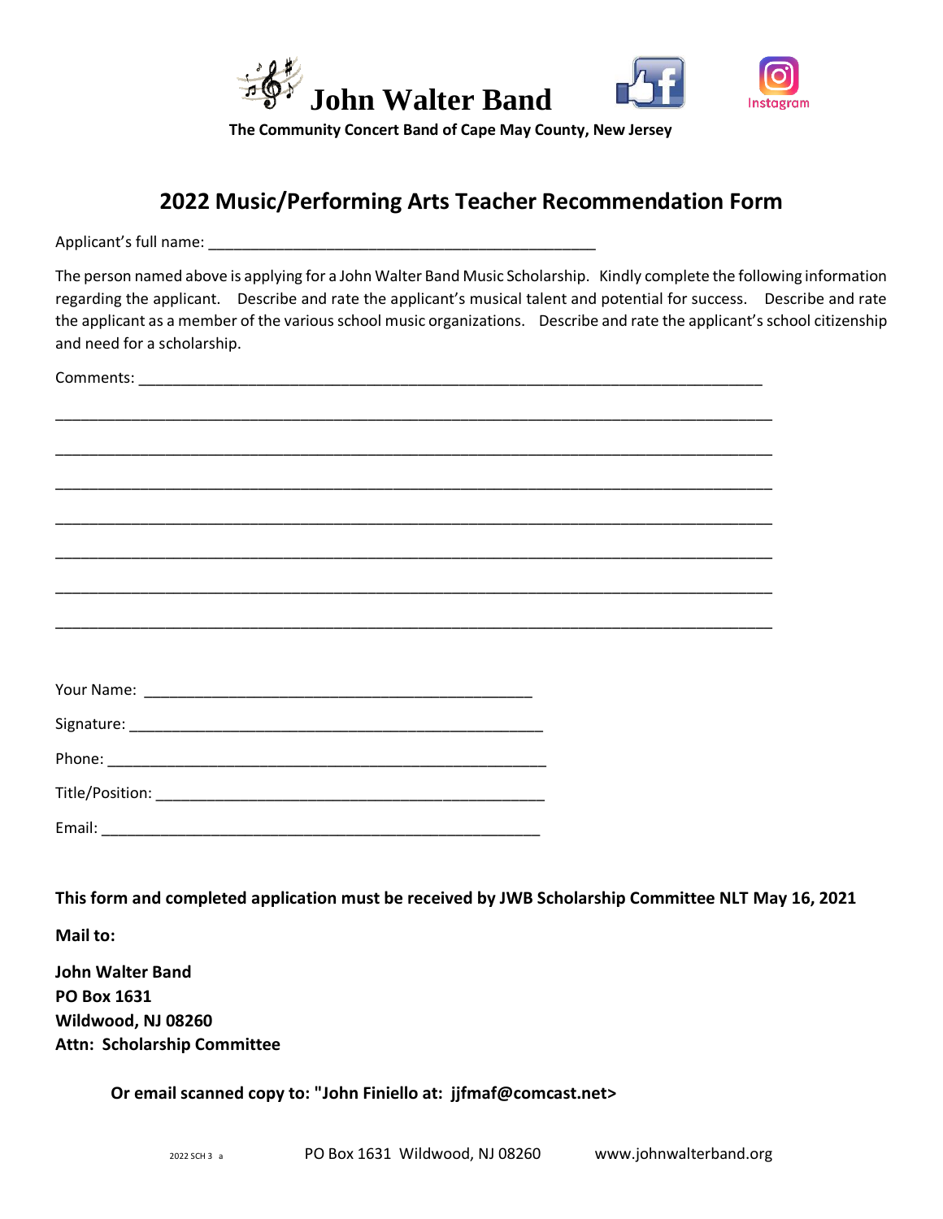# John Walter Band

Instagram

**The Community Concert Band of Cape May County, New Jersey**

## 2022 Music/Performing Arts Teacher Recommendation Form

Applicant's full name: _______________________________________________

The person named above is applying for a John Walter Band Music Scholarship. Kindly complete the following information regarding the applicant. Describe and rate the applicant's musical talent and potential for success. Describe and rate the applicant as a member of the various school music organizations. Describe and rate the applicant's school citizenship and need for a scholarship.

Comments: ___________________________________________________________________________

_____________________________________________________________________________________

_____________________________________________________________________________________

_____________________________________________________________________________________

_____________________________________________________________________________________

_____________________________________________________________________________________

_____________________________________________________________________________________

_____________________________________________________________________________________

Your Name: _______________________________________________

Signature: _________________________________________________

Phone: ____________________________________________________

Title/Position: _______________________________________________

Email: _____________________________________________________

**This form and completed application must be received by JWB Scholarship Committee NLT May 16, 2021**

**Mail to:**

**John Walter Band**
**PO Box 1631**
**Wildwood, NJ 08260**
**Attn: Scholarship Committee**

**Or email scanned copy to: "John Finiello at: jjfmaf@comcast.net>**

2022 SCH 3 a PO Box 1631 Wildwood, NJ 08260 www.johnwalterband.org